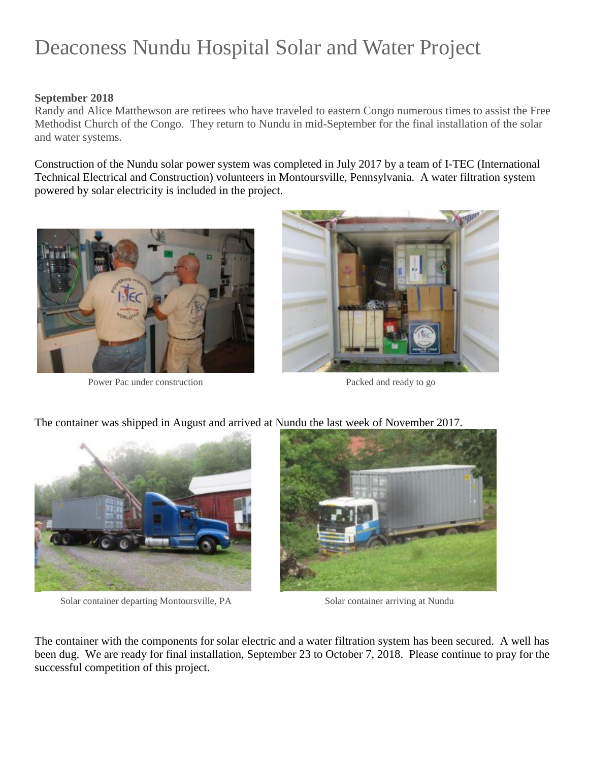# Deaconess Nundu Hospital Solar and Water Project

**September 2018**

Randy and Alice Matthewson are retirees who have traveled to eastern Congo numerous times to assist the Free Methodist Church of the Congo. They return to Nundu in mid-September for the final installation of the solar and water systems.

Construction of the Nundu solar power system was completed in July 2017 by a team of I-TEC (International Technical Electrical and Construction) volunteers in Montoursville, Pennsylvania. A water filtration system powered by solar electricity is included in the project.

Power Pac under construction

Packed and ready to go

The container was shipped in August and arrived at Nundu the last week of November 2017.

Solar container departing Montoursville, PA

Solar container arriving at Nundu

The container with the components for solar electric and a water filtration system has been secured. A well has been dug. We are ready for final installation, September 23 to October 7, 2018. Please continue to pray for the successful competition of this project.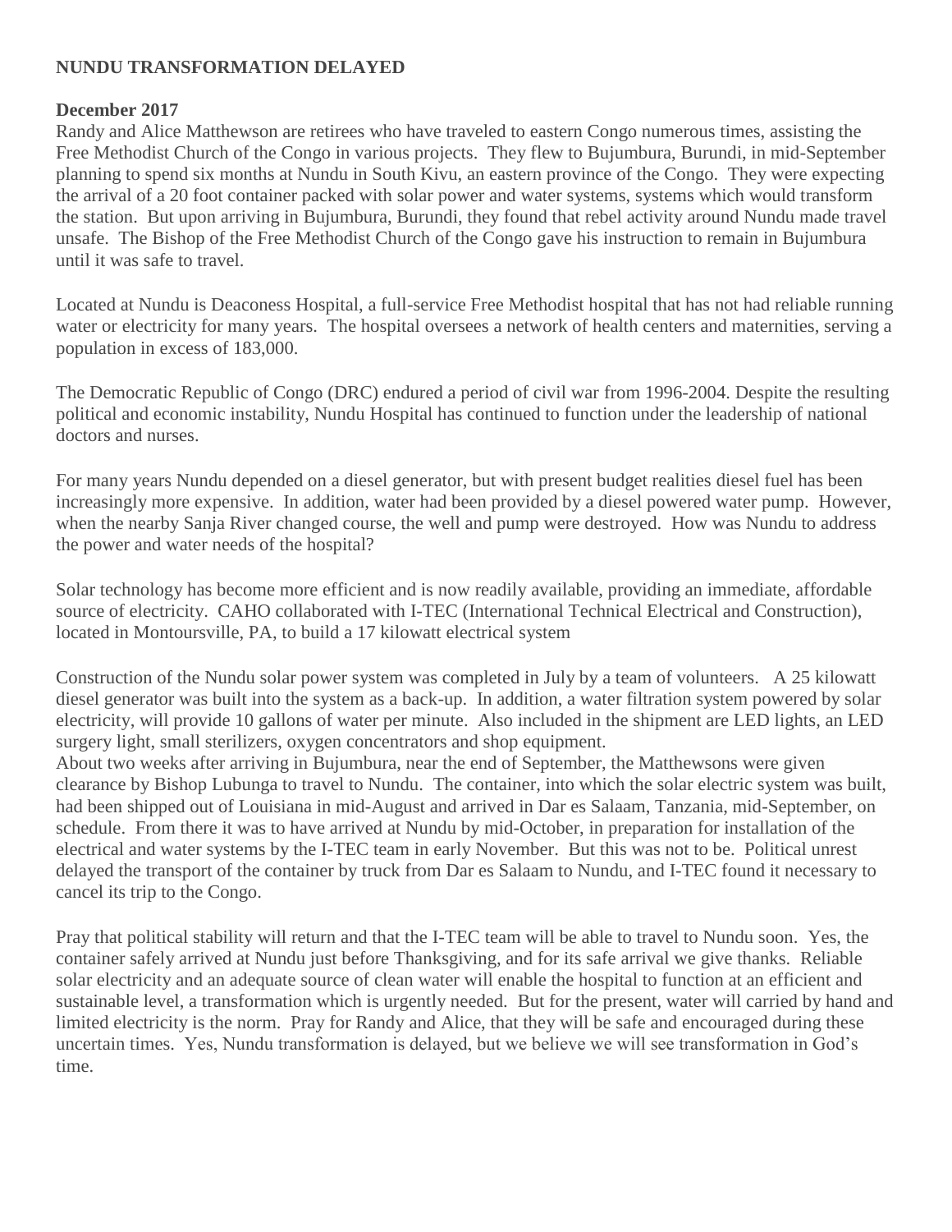**NUNDU TRANSFORMATION DELAYED**

**December 2017**

Randy and Alice Matthewson are retirees who have traveled to eastern Congo numerous times, assisting the Free Methodist Church of the Congo in various projects. They flew to Bujumbura, Burundi, in mid-September planning to spend six months at Nundu in South Kivu, an eastern province of the Congo. They were expecting the arrival of a 20 foot container packed with solar power and water systems, systems which would transform the station. But upon arriving in Bujumbura, Burundi, they found that rebel activity around Nundu made travel unsafe. The Bishop of the Free Methodist Church of the Congo gave his instruction to remain in Bujumbura until it was safe to travel.

Located at Nundu is Deaconess Hospital, a full-service Free Methodist hospital that has not had reliable running water or electricity for many years. The hospital oversees a network of health centers and maternities, serving a population in excess of 183,000.

The Democratic Republic of Congo (DRC) endured a period of civil war from 1996-2004. Despite the resulting political and economic instability, Nundu Hospital has continued to function under the leadership of national doctors and nurses.

For many years Nundu depended on a diesel generator, but with present budget realities diesel fuel has been increasingly more expensive. In addition, water had been provided by a diesel powered water pump. However, when the nearby Sanja River changed course, the well and pump were destroyed. How was Nundu to address the power and water needs of the hospital?

Solar technology has become more efficient and is now readily available, providing an immediate, affordable source of electricity. CAHO collaborated with I-TEC (International Technical Electrical and Construction), located in Montoursville, PA, to build a 17 kilowatt electrical system

Construction of the Nundu solar power system was completed in July by a team of volunteers. A 25 kilowatt diesel generator was built into the system as a back-up. In addition, a water filtration system powered by solar electricity, will provide 10 gallons of water per minute. Also included in the shipment are LED lights, an LED surgery light, small sterilizers, oxygen concentrators and shop equipment.

About two weeks after arriving in Bujumbura, near the end of September, the Matthewsons were given clearance by Bishop Lubunga to travel to Nundu. The container, into which the solar electric system was built, had been shipped out of Louisiana in mid-August and arrived in Dar es Salaam, Tanzania, mid-September, on schedule. From there it was to have arrived at Nundu by mid-October, in preparation for installation of the electrical and water systems by the I-TEC team in early November. But this was not to be. Political unrest delayed the transport of the container by truck from Dar es Salaam to Nundu, and I-TEC found it necessary to cancel its trip to the Congo.

Pray that political stability will return and that the I-TEC team will be able to travel to Nundu soon. Yes, the container safely arrived at Nundu just before Thanksgiving, and for its safe arrival we give thanks. Reliable solar electricity and an adequate source of clean water will enable the hospital to function at an efficient and sustainable level, a transformation which is urgently needed. But for the present, water will carried by hand and limited electricity is the norm. Pray for Randy and Alice, that they will be safe and encouraged during these uncertain times. Yes, Nundu transformation is delayed, but we believe we will see transformation in God's time.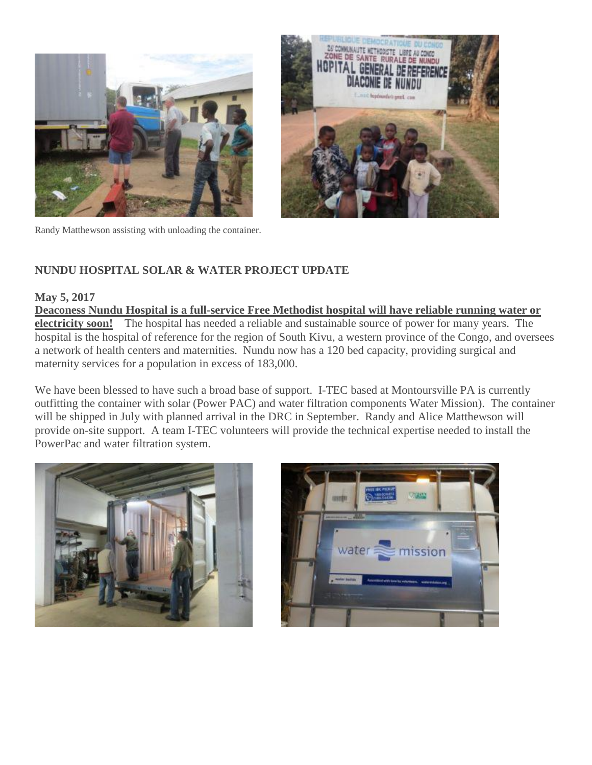Randy Matthewson assisting with unloading the container.

**NUNDU HOSPITAL SOLAR & WATER PROJECT UPDATE**

**May 5, 2017**

**Deaconess Nundu Hospital is a full-service Free Methodist hospital will have reliable running water or electricity soon!** The hospital has needed a reliable and sustainable source of power for many years. The hospital is the hospital of reference for the region of South Kivu, a western province of the Congo, and oversees a network of health centers and maternities. Nundu now has a 120 bed capacity, providing surgical and maternity services for a population in excess of 183,000.

We have been blessed to have such a broad base of support. I-TEC based at Montoursville PA is currently outfitting the container with solar (Power PAC) and water filtration components Water Mission). The container will be shipped in July with planned arrival in the DRC in September. Randy and Alice Matthewson will provide on-site support. A team I-TEC volunteers will provide the technical expertise needed to install the PowerPac and water filtration system.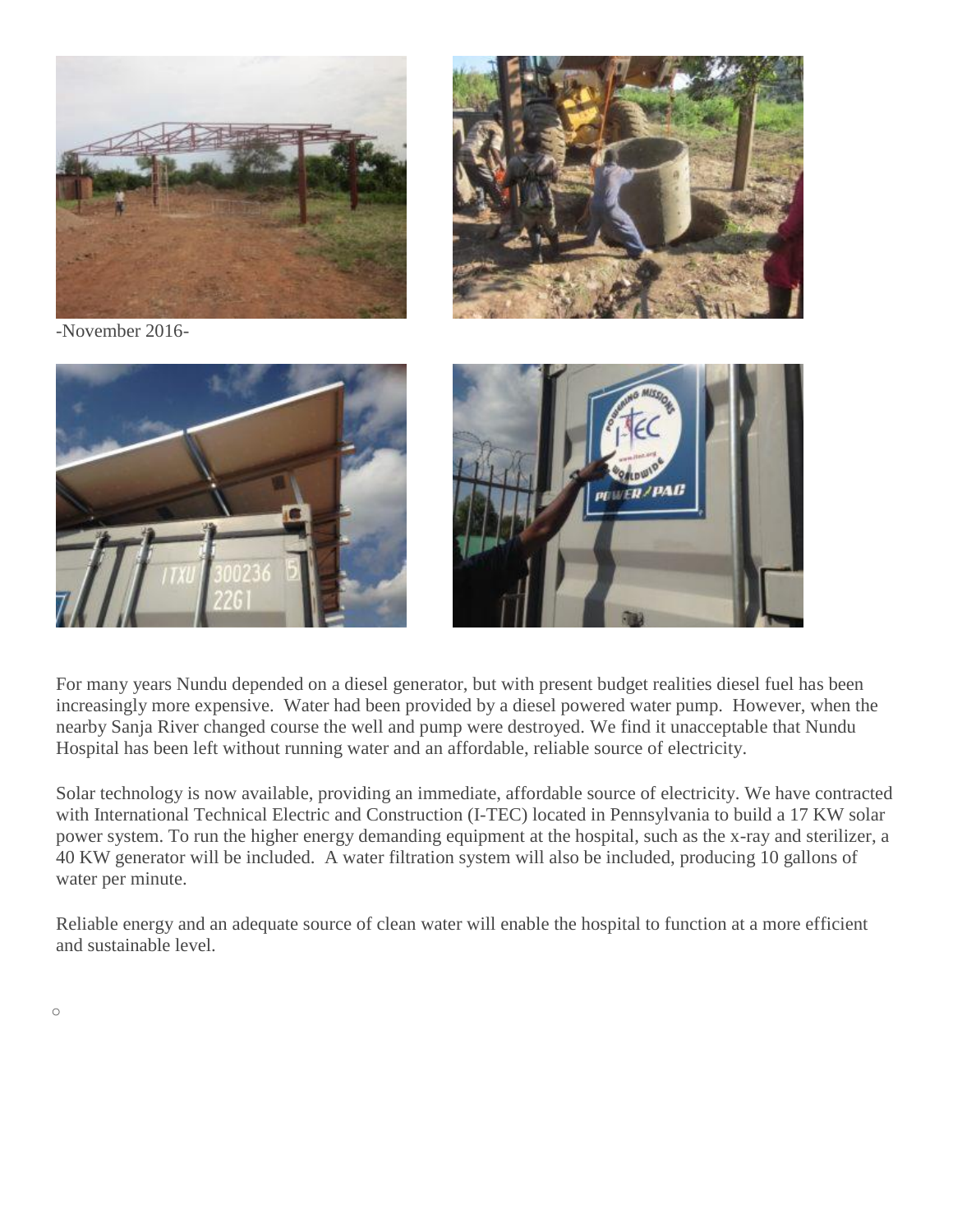-November 2016-

For many years Nundu depended on a diesel generator, but with present budget realities diesel fuel has been increasingly more expensive. Water had been provided by a diesel powered water pump. However, when the nearby Sanja River changed course the well and pump were destroyed. We find it unacceptable that Nundu Hospital has been left without running water and an affordable, reliable source of electricity.

Solar technology is now available, providing an immediate, affordable source of electricity. We have contracted with International Technical Electric and Construction (I-TEC) located in Pennsylvania to build a 17 KW solar power system. To run the higher energy demanding equipment at the hospital, such as the x-ray and sterilizer, a 40 KW generator will be included. A water filtration system will also be included, producing 10 gallons of water per minute.

Reliable energy and an adequate source of clean water will enable the hospital to function at a more efficient and sustainable level.